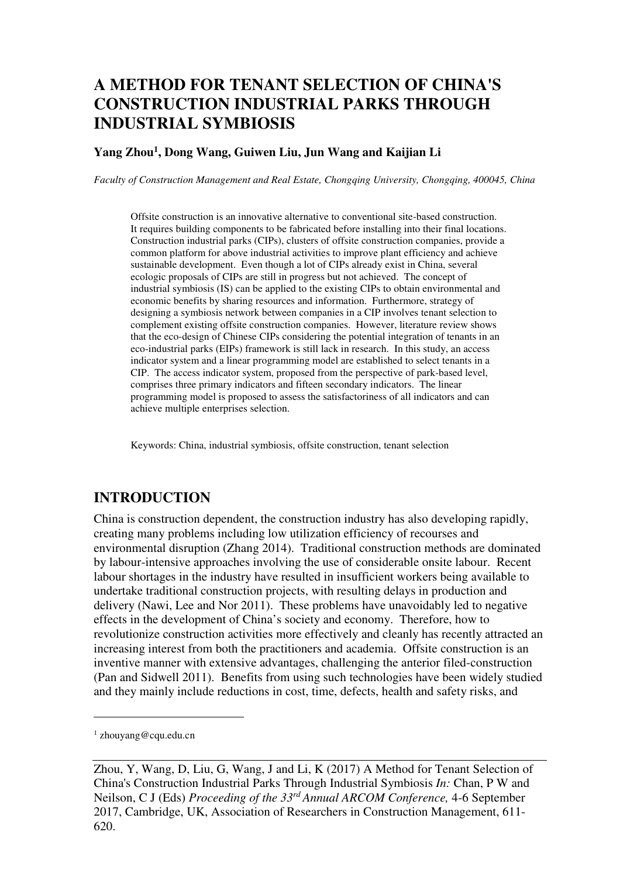# A METHOD FOR TENANT SELECTION OF CHINA'S CONSTRUCTION INDUSTRIAL PARKS THROUGH INDUSTRIAL SYMBIOSIS

**Yang Zhou[1], Dong Wang, Guiwen Liu, Jun Wang and Kaijian Li**

*Faculty of Construction Management and Real Estate, Chongqing University, Chongqing, 400045, China*

Offsite construction is an innovative alternative to conventional site-based construction. It requires building components to be fabricated before installing into their final locations. Construction industrial parks (CIPs), clusters of offsite construction companies, provide a common platform for above industrial activities to improve plant efficiency and achieve sustainable development. Even though a lot of CIPs already exist in China, several ecologic proposals of CIPs are still in progress but not achieved. The concept of industrial symbiosis (IS) can be applied to the existing CIPs to obtain environmental and economic benefits by sharing resources and information. Furthermore, strategy of designing a symbiosis network between companies in a CIP involves tenant selection to complement existing offsite construction companies. However, literature review shows that the eco-design of Chinese CIPs considering the potential integration of tenants in an eco-industrial parks (EIPs) framework is still lack in research. In this study, an access indicator system and a linear programming model are established to select tenants in a CIP. The access indicator system, proposed from the perspective of park-based level, comprises three primary indicators and fifteen secondary indicators. The linear programming model is proposed to assess the satisfactoriness of all indicators and can achieve multiple enterprises selection.

Keywords: China, industrial symbiosis, offsite construction, tenant selection

## INTRODUCTION

China is construction dependent, the construction industry has also developing rapidly, creating many problems including low utilization efficiency of recourses and environmental disruption (Zhang 2014). Traditional construction methods are dominated by labour-intensive approaches involving the use of considerable onsite labour. Recent labour shortages in the industry have resulted in insufficient workers being available to undertake traditional construction projects, with resulting delays in production and delivery (Nawi, Lee and Nor 2011). These problems have unavoidably led to negative effects in the development of China's society and economy. Therefore, how to revolutionize construction activities more effectively and cleanly has recently attracted an increasing interest from both the practitioners and academia. Offsite construction is an inventive manner with extensive advantages, challenging the anterior filed-construction (Pan and Sidwell 2011). Benefits from using such technologies have been widely studied and they mainly include reductions in cost, time, defects, health and safety risks, and

[1] zhouyang@cqu.edu.cn

Zhou, Y, Wang, D, Liu, G, Wang, J and Li, K (2017) A Method for Tenant Selection of China's Construction Industrial Parks Through Industrial Symbiosis *In:* Chan, P W and Neilson, C J (Eds) *Proceeding of the 33rd Annual ARCOM Conference,* 4-6 September 2017, Cambridge, UK, Association of Researchers in Construction Management, 611-620.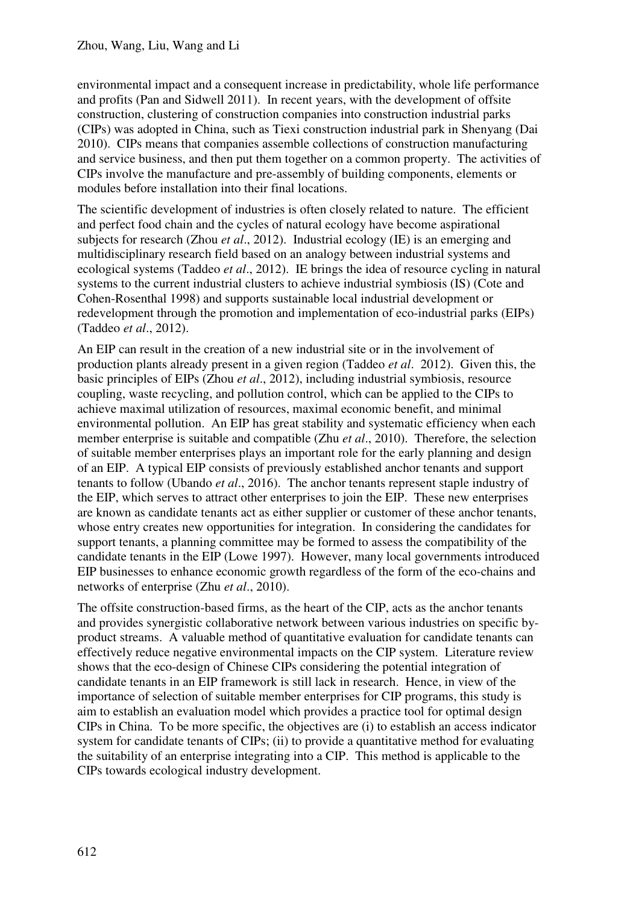environmental impact and a consequent increase in predictability, whole life performance and profits (Pan and Sidwell 2011). In recent years, with the development of offsite construction, clustering of construction companies into construction industrial parks (CIPs) was adopted in China, such as Tiexi construction industrial park in Shenyang (Dai 2010). CIPs means that companies assemble collections of construction manufacturing and service business, and then put them together on a common property. The activities of CIPs involve the manufacture and pre-assembly of building components, elements or modules before installation into their final locations.

The scientific development of industries is often closely related to nature. The efficient and perfect food chain and the cycles of natural ecology have become aspirational subjects for research (Zhou *et al*., 2012). Industrial ecology (IE) is an emerging and multidisciplinary research field based on an analogy between industrial systems and ecological systems (Taddeo *et al*., 2012). IE brings the idea of resource cycling in natural systems to the current industrial clusters to achieve industrial symbiosis (IS) (Cote and Cohen-Rosenthal 1998) and supports sustainable local industrial development or redevelopment through the promotion and implementation of eco-industrial parks (EIPs) (Taddeo *et al*., 2012).

An EIP can result in the creation of a new industrial site or in the involvement of production plants already present in a given region (Taddeo *et al*. 2012). Given this, the basic principles of EIPs (Zhou *et al*., 2012), including industrial symbiosis, resource coupling, waste recycling, and pollution control, which can be applied to the CIPs to achieve maximal utilization of resources, maximal economic benefit, and minimal environmental pollution. An EIP has great stability and systematic efficiency when each member enterprise is suitable and compatible (Zhu *et al*., 2010). Therefore, the selection of suitable member enterprises plays an important role for the early planning and design of an EIP. A typical EIP consists of previously established anchor tenants and support tenants to follow (Ubando *et al*., 2016). The anchor tenants represent staple industry of the EIP, which serves to attract other enterprises to join the EIP. These new enterprises are known as candidate tenants act as either supplier or customer of these anchor tenants, whose entry creates new opportunities for integration. In considering the candidates for support tenants, a planning committee may be formed to assess the compatibility of the candidate tenants in the EIP (Lowe 1997). However, many local governments introduced EIP businesses to enhance economic growth regardless of the form of the eco-chains and networks of enterprise (Zhu *et al*., 2010).

The offsite construction-based firms, as the heart of the CIP, acts as the anchor tenants and provides synergistic collaborative network between various industries on specific by-product streams. A valuable method of quantitative evaluation for candidate tenants can effectively reduce negative environmental impacts on the CIP system. Literature review shows that the eco-design of Chinese CIPs considering the potential integration of candidate tenants in an EIP framework is still lack in research. Hence, in view of the importance of selection of suitable member enterprises for CIP programs, this study is aim to establish an evaluation model which provides a practice tool for optimal design CIPs in China. To be more specific, the objectives are (i) to establish an access indicator system for candidate tenants of CIPs; (ii) to provide a quantitative method for evaluating the suitability of an enterprise integrating into a CIP. This method is applicable to the CIPs towards ecological industry development.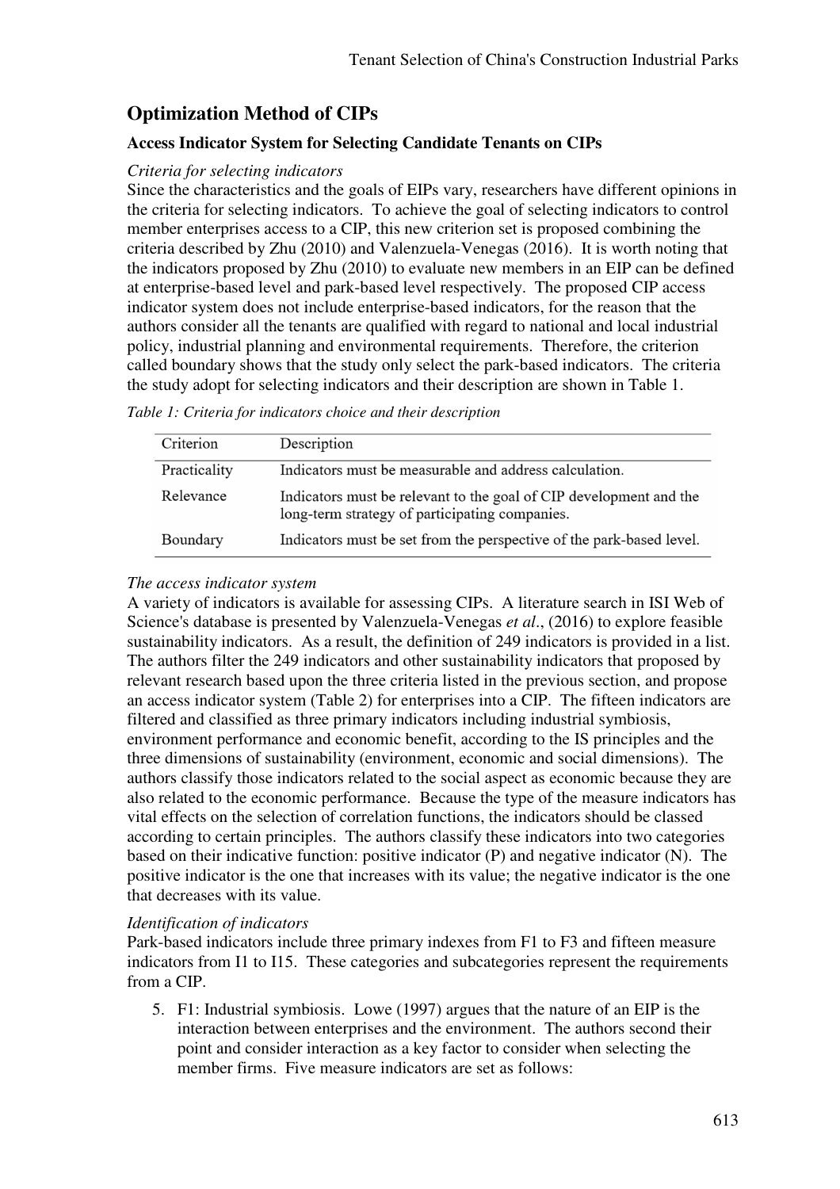## Optimization Method of CIPs

### Access Indicator System for Selecting Candidate Tenants on CIPs

*Criteria for selecting indicators*

Since the characteristics and the goals of EIPs vary, researchers have different opinions in the criteria for selecting indicators. To achieve the goal of selecting indicators to control member enterprises access to a CIP, this new criterion set is proposed combining the criteria described by Zhu (2010) and Valenzuela-Venegas (2016). It is worth noting that the indicators proposed by Zhu (2010) to evaluate new members in an EIP can be defined at enterprise-based level and park-based level respectively. The proposed CIP access indicator system does not include enterprise-based indicators, for the reason that the authors consider all the tenants are qualified with regard to national and local industrial policy, industrial planning and environmental requirements. Therefore, the criterion called boundary shows that the study only select the park-based indicators. The criteria the study adopt for selecting indicators and their description are shown in Table 1.

*Table 1: Criteria for indicators choice and their description*

| Criterion | Description |
|---|---|
| Practicality | Indicators must be measurable and address calculation. |
| Relevance | Indicators must be relevant to the goal of CIP development and the long-term strategy of participating companies. |
| Boundary | Indicators must be set from the perspective of the park-based level. |

*The access indicator system*

A variety of indicators is available for assessing CIPs. A literature search in ISI Web of Science's database is presented by Valenzuela-Venegas *et al*., (2016) to explore feasible sustainability indicators. As a result, the definition of 249 indicators is provided in a list. The authors filter the 249 indicators and other sustainability indicators that proposed by relevant research based upon the three criteria listed in the previous section, and propose an access indicator system (Table 2) for enterprises into a CIP. The fifteen indicators are filtered and classified as three primary indicators including industrial symbiosis, environment performance and economic benefit, according to the IS principles and the three dimensions of sustainability (environment, economic and social dimensions). The authors classify those indicators related to the social aspect as economic because they are also related to the economic performance. Because the type of the measure indicators has vital effects on the selection of correlation functions, the indicators should be classed according to certain principles. The authors classify these indicators into two categories based on their indicative function: positive indicator (P) and negative indicator (N). The positive indicator is the one that increases with its value; the negative indicator is the one that decreases with its value.

*Identification of indicators*

Park-based indicators include three primary indexes from F1 to F3 and fifteen measure indicators from I1 to I15. These categories and subcategories represent the requirements from a CIP.

5. F1: Industrial symbiosis. Lowe (1997) argues that the nature of an EIP is the interaction between enterprises and the environment. The authors second their point and consider interaction as a key factor to consider when selecting the member firms. Five measure indicators are set as follows: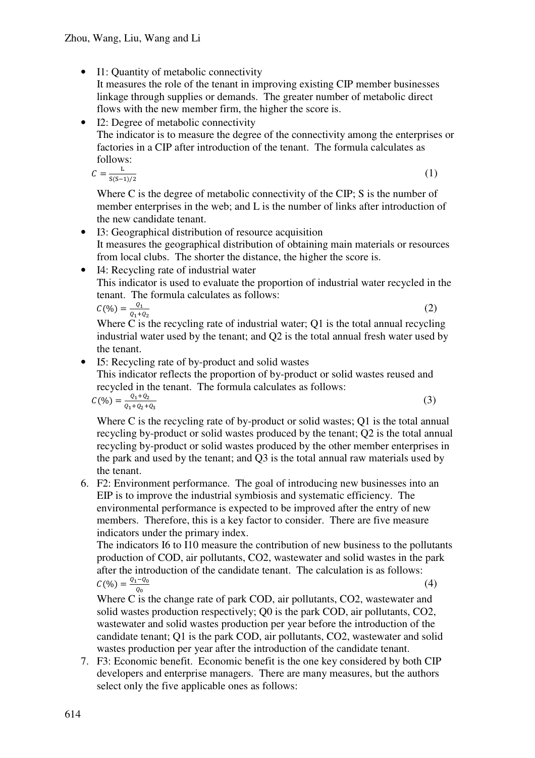- I1: Quantity of metabolic connectivity
  It measures the role of the tenant in improving existing CIP member businesses linkage through supplies or demands. The greater number of metabolic direct flows with the new member firm, the higher the score is.
- I2: Degree of metabolic connectivity
  The indicator is to measure the degree of the connectivity among the enterprises or factories in a CIP after introduction of the tenant. The formula calculates as follows:

  $$C = \frac{L}{S(S-1)/2} \quad (1)$$

  Where C is the degree of metabolic connectivity of the CIP; S is the number of member enterprises in the web; and L is the number of links after introduction of the new candidate tenant.
- I3: Geographical distribution of resource acquisition
  It measures the geographical distribution of obtaining main materials or resources from local clubs. The shorter the distance, the higher the score is.
- I4: Recycling rate of industrial water
  This indicator is used to evaluate the proportion of industrial water recycled in the tenant. The formula calculates as follows:

  $$C(\%) = \frac{Q_1}{Q_1+Q_2} \quad (2)$$

  Where C is the recycling rate of industrial water; Q1 is the total annual recycling industrial water used by the tenant; and Q2 is the total annual fresh water used by the tenant.
- I5: Recycling rate of by-product and solid wastes
  This indicator reflects the proportion of by-product or solid wastes reused and recycled in the tenant. The formula calculates as follows:

  $$C(\%) = \frac{Q_1+Q_2}{Q_1+Q_2+Q_3} \quad (3)$$

  Where C is the recycling rate of by-product or solid wastes; Q1 is the total annual recycling by-product or solid wastes produced by the tenant; Q2 is the total annual recycling by-product or solid wastes produced by the other member enterprises in the park and used by the tenant; and Q3 is the total annual raw materials used by the tenant.

6. F2: Environment performance. The goal of introducing new businesses into an EIP is to improve the industrial symbiosis and systematic efficiency. The environmental performance is expected to be improved after the entry of new members. Therefore, this is a key factor to consider. There are five measure indicators under the primary index.
   The indicators I6 to I10 measure the contribution of new business to the pollutants production of COD, air pollutants, CO2, wastewater and solid wastes in the park after the introduction of the candidate tenant. The calculation is as follows:

   $$C(\%) = \frac{Q_1-Q_0}{Q_0} \quad (4)$$

   Where C is the change rate of park COD, air pollutants, CO2, wastewater and solid wastes production respectively; Q0 is the park COD, air pollutants, CO2, wastewater and solid wastes production per year before the introduction of the candidate tenant; Q1 is the park COD, air pollutants, CO2, wastewater and solid wastes production per year after the introduction of the candidate tenant.
7. F3: Economic benefit. Economic benefit is the one key considered by both CIP developers and enterprise managers. There are many measures, but the authors select only the five applicable ones as follows: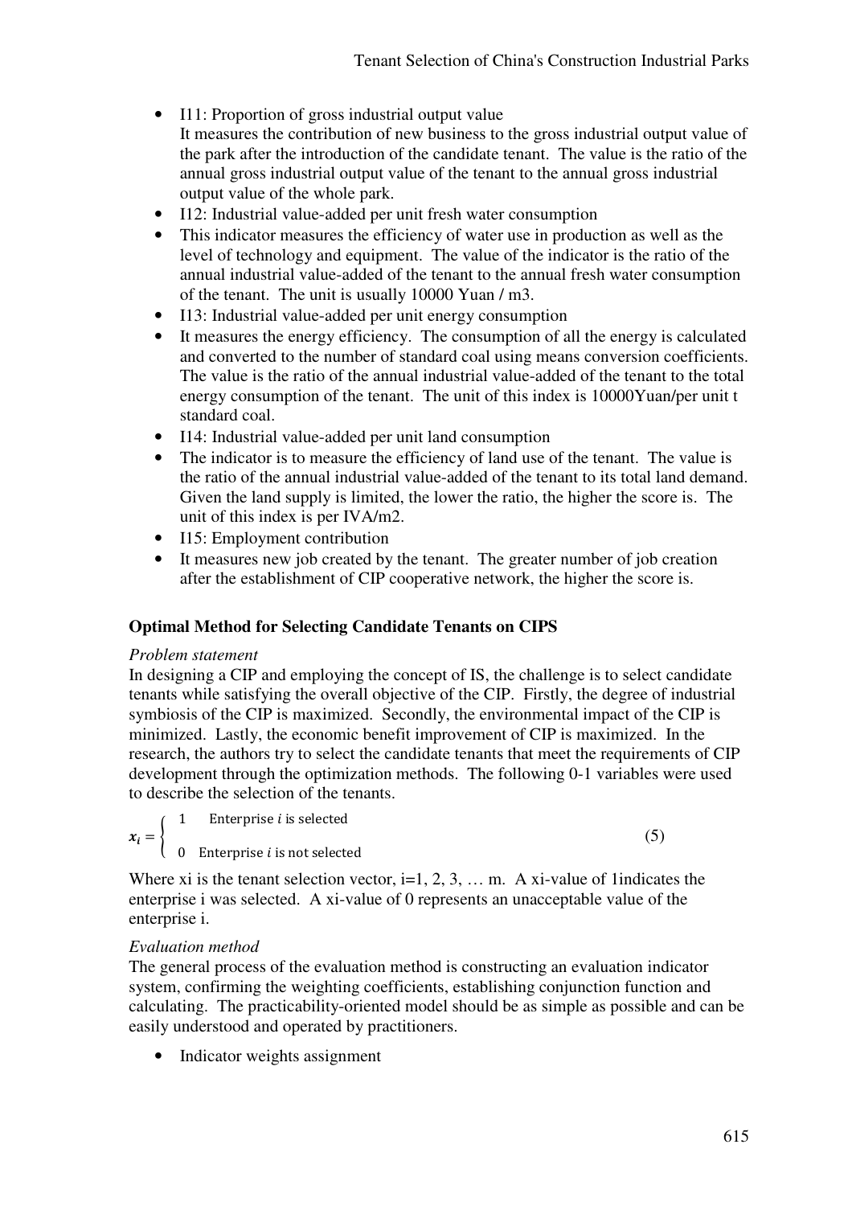- I11: Proportion of gross industrial output value
  It measures the contribution of new business to the gross industrial output value of the park after the introduction of the candidate tenant. The value is the ratio of the annual gross industrial output value of the tenant to the annual gross industrial output value of the whole park.
- I12: Industrial value-added per unit fresh water consumption
- This indicator measures the efficiency of water use in production as well as the level of technology and equipment. The value of the indicator is the ratio of the annual industrial value-added of the tenant to the annual fresh water consumption of the tenant. The unit is usually 10000 Yuan / m3.
- I13: Industrial value-added per unit energy consumption
- It measures the energy efficiency. The consumption of all the energy is calculated and converted to the number of standard coal using means conversion coefficients. The value is the ratio of the annual industrial value-added of the tenant to the total energy consumption of the tenant. The unit of this index is 10000Yuan/per unit t standard coal.
- I14: Industrial value-added per unit land consumption
- The indicator is to measure the efficiency of land use of the tenant. The value is the ratio of the annual industrial value-added of the tenant to its total land demand. Given the land supply is limited, the lower the ratio, the higher the score is. The unit of this index is per IVA/m2.
- I15: Employment contribution
- It measures new job created by the tenant. The greater number of job creation after the establishment of CIP cooperative network, the higher the score is.

**Optimal Method for Selecting Candidate Tenants on CIPS**

*Problem statement*

In designing a CIP and employing the concept of IS, the challenge is to select candidate tenants while satisfying the overall objective of the CIP. Firstly, the degree of industrial symbiosis of the CIP is maximized. Secondly, the environmental impact of the CIP is minimized. Lastly, the economic benefit improvement of CIP is maximized. In the research, the authors try to select the candidate tenants that meet the requirements of CIP development through the optimization methods. The following 0-1 variables were used to describe the selection of the tenants.

$$\boldsymbol{x_i} = \begin{cases} 1 & \text{Enterprise } i \text{ is selected} \\ 0 & \text{Enterprise } i \text{ is not selected} \end{cases} \tag{5}$$

Where xi is the tenant selection vector, i=1, 2, 3, … m. A xi-value of 1indicates the enterprise i was selected. A xi-value of 0 represents an unacceptable value of the enterprise i.

*Evaluation method*

The general process of the evaluation method is constructing an evaluation indicator system, confirming the weighting coefficients, establishing conjunction function and calculating. The practicability-oriented model should be as simple as possible and can be easily understood and operated by practitioners.

- Indicator weights assignment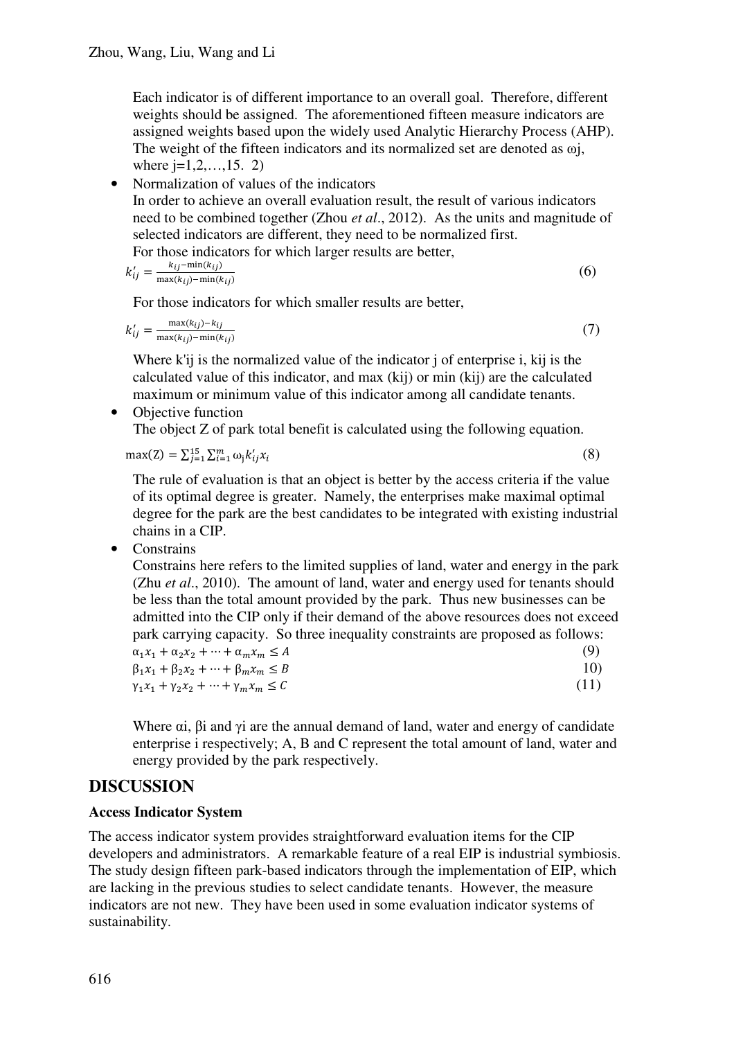Each indicator is of different importance to an overall goal. Therefore, different weights should be assigned. The aforementioned fifteen measure indicators are assigned weights based upon the widely used Analytic Hierarchy Process (AHP). The weight of the fifteen indicators and its normalized set are denoted as $\omega_j$, where j=1,2,…,15. 2)

- Normalization of values of the indicators

  In order to achieve an overall evaluation result, the result of various indicators need to be combined together (Zhou *et al*., 2012). As the units and magnitude of selected indicators are different, they need to be normalized first.

  For those indicators for which larger results are better,

$$k'_{ij} = \frac{k_{ij} - \min(k_{ij})}{\max(k_{ij}) - \min(k_{ij})} \tag{6}$$

  For those indicators for which smaller results are better,

$$k'_{ij} = \frac{\max(k_{ij}) - k_{ij}}{\max(k_{ij}) - \min(k_{ij})} \tag{7}$$

  Where $k'_{ij}$ is the normalized value of the indicator j of enterprise i, $k_{ij}$ is the calculated value of this indicator, and max ($k_{ij}$) or min ($k_{ij}$) are the calculated maximum or minimum value of this indicator among all candidate tenants.

- Objective function

  The object Z of park total benefit is calculated using the following equation.

$$\max(Z) = \sum_{j=1}^{15} \sum_{i=1}^{m} \omega_j k'_{ij} x_i \tag{8}$$

  The rule of evaluation is that an object is better by the access criteria if the value of its optimal degree is greater. Namely, the enterprises make maximal optimal degree for the park are the best candidates to be integrated with existing industrial chains in a CIP.

- Constrains

  Constrains here refers to the limited supplies of land, water and energy in the park (Zhu *et al*., 2010). The amount of land, water and energy used for tenants should be less than the total amount provided by the park. Thus new businesses can be admitted into the CIP only if their demand of the above resources does not exceed park carrying capacity. So three inequality constraints are proposed as follows:

$$\alpha_1 x_1 + \alpha_2 x_2 + \cdots + \alpha_m x_m \leq A \tag{9}$$

$$\beta_1 x_1 + \beta_2 x_2 + \cdots + \beta_m x_m \leq B \tag{10}$$

$$\gamma_1 x_1 + \gamma_2 x_2 + \cdots + \gamma_m x_m \leq C \tag{11}$$

  Where $\alpha_i$, $\beta_i$ and $\gamma_i$ are the annual demand of land, water and energy of candidate enterprise i respectively; A, B and C represent the total amount of land, water and energy provided by the park respectively.

## DISCUSSION

### Access Indicator System

The access indicator system provides straightforward evaluation items for the CIP developers and administrators. A remarkable feature of a real EIP is industrial symbiosis. The study design fifteen park-based indicators through the implementation of EIP, which are lacking in the previous studies to select candidate tenants. However, the measure indicators are not new. They have been used in some evaluation indicator systems of sustainability.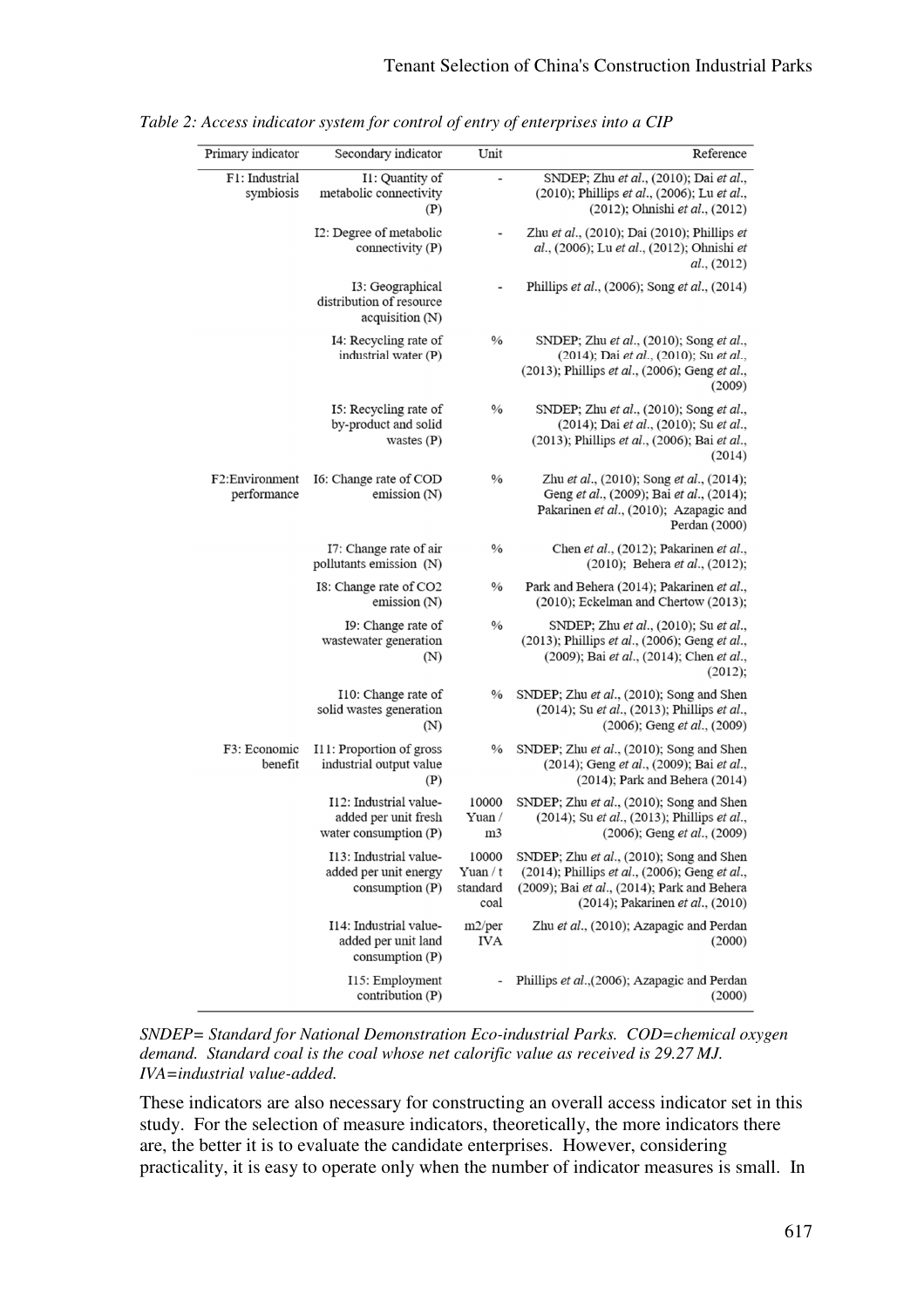*Table 2: Access indicator system for control of entry of enterprises into a CIP*

| Primary indicator | Secondary indicator | Unit | Reference |
|---|---|---|---|
| F1: Industrial symbiosis | I1: Quantity of metabolic connectivity (P) | - | SNDEP; Zhu *et al*., (2010); Dai *et al*., (2010); Phillips *et al*., (2006); Lu *et al*., (2012); Ohnishi *et al*., (2012) |
| | I2: Degree of metabolic connectivity (P) | - | Zhu *et al*., (2010); Dai (2010); Phillips *et al*., (2006); Lu *et al*., (2012); Ohnishi *et al*., (2012) |
| | I3: Geographical distribution of resource acquisition (N) | - | Phillips *et al*., (2006); Song *et al*., (2014) |
| | I4: Recycling rate of industrial water (P) | % | SNDEP; Zhu *et al*., (2010); Song *et al*., (2014); Dai *et al*., (2010); Su *et al*., (2013); Phillips *et al*., (2006); Geng *et al*., (2009) |
| | I5: Recycling rate of by-product and solid wastes (P) | % | SNDEP; Zhu *et al*., (2010); Song *et al*., (2014); Dai *et al*., (2010); Su *et al*., (2013); Phillips *et al*., (2006); Bai *et al*., (2014) |
| F2:Environment performance | I6: Change rate of COD emission (N) | % | Zhu *et al*., (2010); Song *et al*., (2014); Geng *et al*., (2009); Bai *et al*., (2014); Pakarinen *et al*., (2010); Azapagic and Perdan (2000) |
| | I7: Change rate of air pollutants emission (N) | % | Chen *et al*., (2012); Pakarinen *et al*., (2010); Behera *et al*., (2012); |
| | I8: Change rate of CO2 emission (N) | % | Park and Behera (2014); Pakarinen *et al*., (2010); Eckelman and Chertow (2013); |
| | I9: Change rate of wastewater generation (N) | % | SNDEP; Zhu *et al*., (2010); Su *et al*., (2013); Phillips *et al*., (2006); Geng *et al*., (2009); Bai *et al*., (2014); Chen *et al*., (2012); |
| | I10: Change rate of solid wastes generation (N) | % | SNDEP; Zhu *et al*., (2010); Song and Shen (2014); Su *et al*., (2013); Phillips *et al*., (2006); Geng *et al*., (2009) |
| F3: Economic benefit | I11: Proportion of gross industrial output value (P) | % | SNDEP; Zhu *et al*., (2010); Song and Shen (2014); Geng *et al*., (2009); Bai *et al*., (2014); Park and Behera (2014) |
| | I12: Industrial value-added per unit fresh water consumption (P) | 10000 Yuan / m3 | SNDEP; Zhu *et al*., (2010); Song and Shen (2014); Su *et al*., (2013); Phillips *et al*., (2006); Geng *et al*., (2009) |
| | I13: Industrial value-added per unit energy consumption (P) | 10000 Yuan / t standard coal | SNDEP; Zhu *et al*., (2010); Song and Shen (2014); Phillips *et al*., (2006); Geng *et al*., (2009); Bai *et al*., (2014); Park and Behera (2014); Pakarinen *et al*., (2010) |
| | I14: Industrial value-added per unit land consumption (P) | m2/per IVA | Zhu *et al*., (2010); Azapagic and Perdan (2000) |
| | I15: Employment contribution (P) | - | Phillips *et al*.,(2006); Azapagic and Perdan (2000) |

*SNDEP= Standard for National Demonstration Eco-industrial Parks. COD=chemical oxygen demand. Standard coal is the coal whose net calorific value as received is 29.27 MJ. IVA=industrial value-added.*

These indicators are also necessary for constructing an overall access indicator set in this study. For the selection of measure indicators, theoretically, the more indicators there are, the better it is to evaluate the candidate enterprises. However, considering practicality, it is easy to operate only when the number of indicator measures is small. In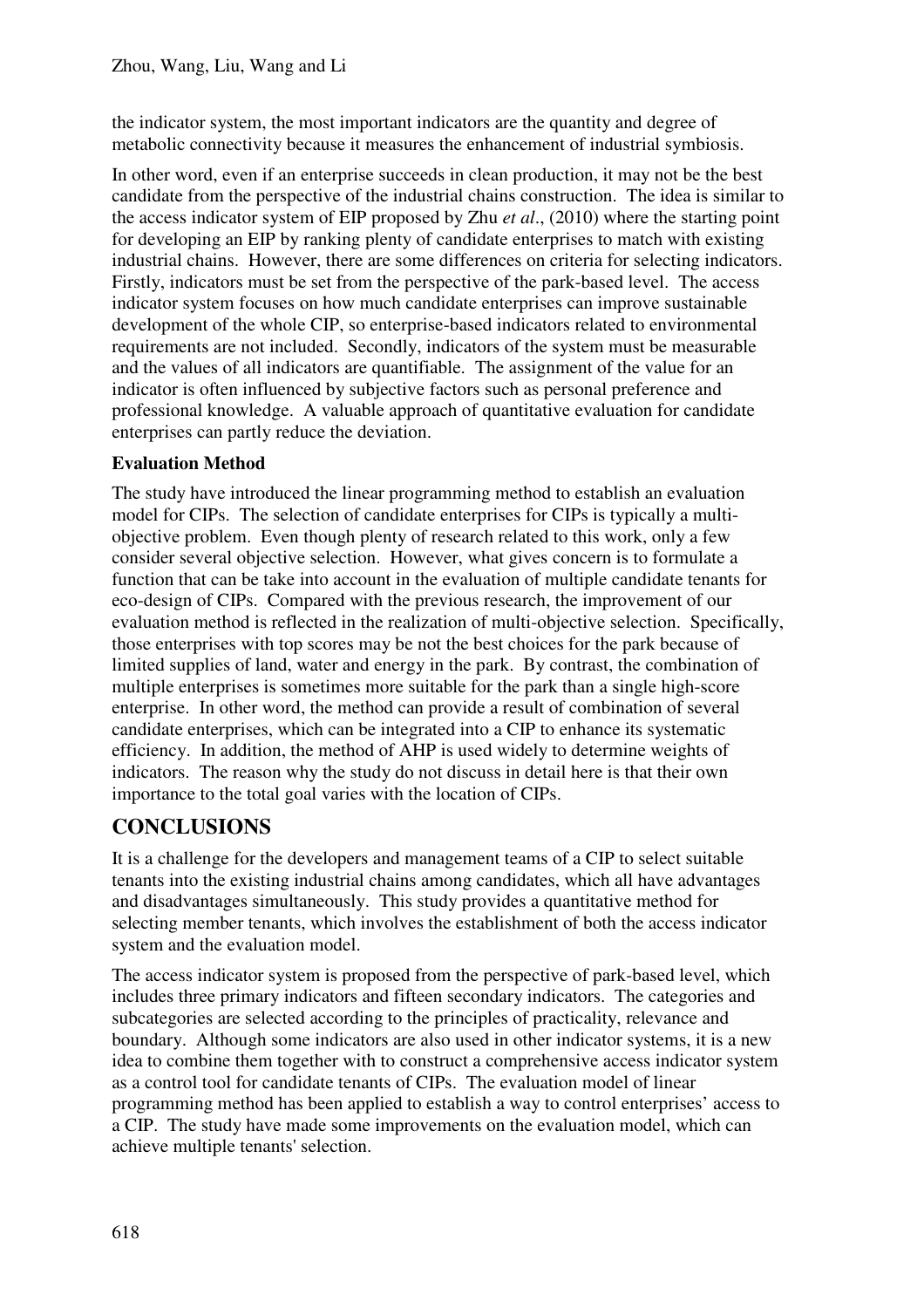the indicator system, the most important indicators are the quantity and degree of metabolic connectivity because it measures the enhancement of industrial symbiosis.

In other word, even if an enterprise succeeds in clean production, it may not be the best candidate from the perspective of the industrial chains construction. The idea is similar to the access indicator system of EIP proposed by Zhu *et al*., (2010) where the starting point for developing an EIP by ranking plenty of candidate enterprises to match with existing industrial chains. However, there are some differences on criteria for selecting indicators. Firstly, indicators must be set from the perspective of the park-based level. The access indicator system focuses on how much candidate enterprises can improve sustainable development of the whole CIP, so enterprise-based indicators related to environmental requirements are not included. Secondly, indicators of the system must be measurable and the values of all indicators are quantifiable. The assignment of the value for an indicator is often influenced by subjective factors such as personal preference and professional knowledge. A valuable approach of quantitative evaluation for candidate enterprises can partly reduce the deviation.

**Evaluation Method**

The study have introduced the linear programming method to establish an evaluation model for CIPs. The selection of candidate enterprises for CIPs is typically a multi-objective problem. Even though plenty of research related to this work, only a few consider several objective selection. However, what gives concern is to formulate a function that can be take into account in the evaluation of multiple candidate tenants for eco-design of CIPs. Compared with the previous research, the improvement of our evaluation method is reflected in the realization of multi-objective selection. Specifically, those enterprises with top scores may be not the best choices for the park because of limited supplies of land, water and energy in the park. By contrast, the combination of multiple enterprises is sometimes more suitable for the park than a single high-score enterprise. In other word, the method can provide a result of combination of several candidate enterprises, which can be integrated into a CIP to enhance its systematic efficiency. In addition, the method of AHP is used widely to determine weights of indicators. The reason why the study do not discuss in detail here is that their own importance to the total goal varies with the location of CIPs.

## CONCLUSIONS

It is a challenge for the developers and management teams of a CIP to select suitable tenants into the existing industrial chains among candidates, which all have advantages and disadvantages simultaneously. This study provides a quantitative method for selecting member tenants, which involves the establishment of both the access indicator system and the evaluation model.

The access indicator system is proposed from the perspective of park-based level, which includes three primary indicators and fifteen secondary indicators. The categories and subcategories are selected according to the principles of practicality, relevance and boundary. Although some indicators are also used in other indicator systems, it is a new idea to combine them together with to construct a comprehensive access indicator system as a control tool for candidate tenants of CIPs. The evaluation model of linear programming method has been applied to establish a way to control enterprises' access to a CIP. The study have made some improvements on the evaluation model, which can achieve multiple tenants' selection.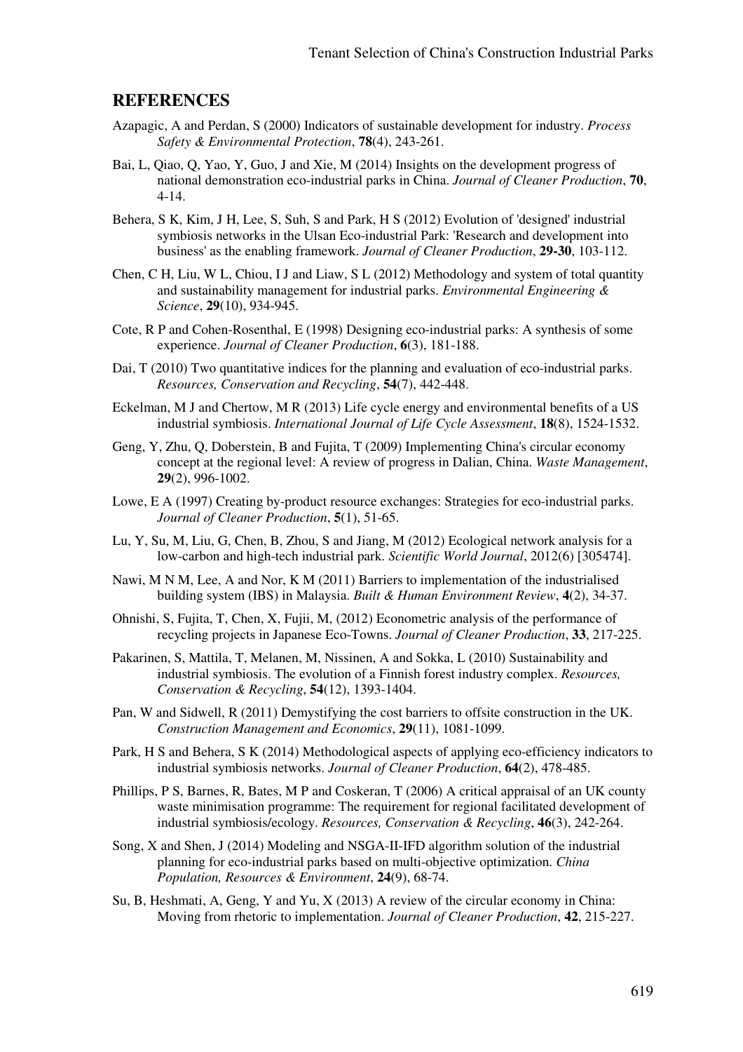## REFERENCES

Azapagic, A and Perdan, S (2000) Indicators of sustainable development for industry. *Process Safety & Environmental Protection*, **78**(4), 243-261.

Bai, L, Qiao, Q, Yao, Y, Guo, J and Xie, M (2014) Insights on the development progress of national demonstration eco-industrial parks in China. *Journal of Cleaner Production*, **70**, 4-14.

Behera, S K, Kim, J H, Lee, S, Suh, S and Park, H S (2012) Evolution of 'designed' industrial symbiosis networks in the Ulsan Eco-industrial Park: 'Research and development into business' as the enabling framework. *Journal of Cleaner Production*, **29-30**, 103-112.

Chen, C H, Liu, W L, Chiou, I J and Liaw, S L (2012) Methodology and system of total quantity and sustainability management for industrial parks. *Environmental Engineering & Science*, **29**(10), 934-945.

Cote, R P and Cohen-Rosenthal, E (1998) Designing eco-industrial parks: A synthesis of some experience. *Journal of Cleaner Production*, **6**(3), 181-188.

Dai, T (2010) Two quantitative indices for the planning and evaluation of eco-industrial parks. *Resources, Conservation and Recycling*, **54**(7), 442-448.

Eckelman, M J and Chertow, M R (2013) Life cycle energy and environmental benefits of a US industrial symbiosis. *International Journal of Life Cycle Assessment*, **18**(8), 1524-1532.

Geng, Y, Zhu, Q, Doberstein, B and Fujita, T (2009) Implementing China's circular economy concept at the regional level: A review of progress in Dalian, China. *Waste Management*, **29**(2), 996-1002.

Lowe, E A (1997) Creating by-product resource exchanges: Strategies for eco-industrial parks. *Journal of Cleaner Production*, **5**(1), 51-65.

Lu, Y, Su, M, Liu, G, Chen, B, Zhou, S and Jiang, M (2012) Ecological network analysis for a low-carbon and high-tech industrial park. *Scientific World Journal*, 2012(6) [305474].

Nawi, M N M, Lee, A and Nor, K M (2011) Barriers to implementation of the industrialised building system (IBS) in Malaysia. *Built & Human Environment Review*, **4**(2), 34-37.

Ohnishi, S, Fujita, T, Chen, X, Fujii, M, (2012) Econometric analysis of the performance of recycling projects in Japanese Eco-Towns. *Journal of Cleaner Production*, **33**, 217-225.

Pakarinen, S, Mattila, T, Melanen, M, Nissinen, A and Sokka, L (2010) Sustainability and industrial symbiosis. The evolution of a Finnish forest industry complex. *Resources, Conservation & Recycling*, **54**(12), 1393-1404.

Pan, W and Sidwell, R (2011) Demystifying the cost barriers to offsite construction in the UK. *Construction Management and Economics*, **29**(11), 1081-1099.

Park, H S and Behera, S K (2014) Methodological aspects of applying eco-efficiency indicators to industrial symbiosis networks. *Journal of Cleaner Production*, **64**(2), 478-485.

Phillips, P S, Barnes, R, Bates, M P and Coskeran, T (2006) A critical appraisal of an UK county waste minimisation programme: The requirement for regional facilitated development of industrial symbiosis/ecology. *Resources, Conservation & Recycling*, **46**(3), 242-264.

Song, X and Shen, J (2014) Modeling and NSGA-II-IFD algorithm solution of the industrial planning for eco-industrial parks based on multi-objective optimization. *China Population, Resources & Environment*, **24**(9), 68-74.

Su, B, Heshmati, A, Geng, Y and Yu, X (2013) A review of the circular economy in China: Moving from rhetoric to implementation. *Journal of Cleaner Production*, **42**, 215-227.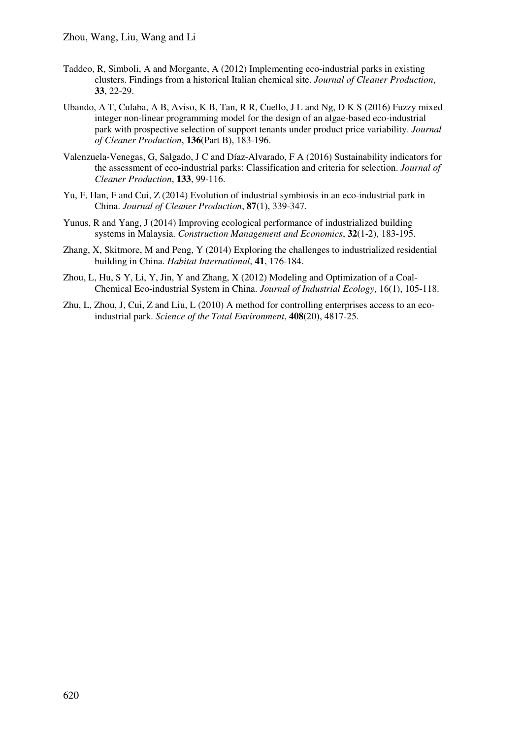Taddeo, R, Simboli, A and Morgante, A (2012) Implementing eco-industrial parks in existing clusters. Findings from a historical Italian chemical site. *Journal of Cleaner Production*, **33**, 22-29.

Ubando, A T, Culaba, A B, Aviso, K B, Tan, R R, Cuello, J L and Ng, D K S (2016) Fuzzy mixed integer non-linear programming model for the design of an algae-based eco-industrial park with prospective selection of support tenants under product price variability. *Journal of Cleaner Production*, **136**(Part B), 183-196.

Valenzuela-Venegas, G, Salgado, J C and Díaz-Alvarado, F A (2016) Sustainability indicators for the assessment of eco-industrial parks: Classification and criteria for selection. *Journal of Cleaner Production*, **133**, 99-116.

Yu, F, Han, F and Cui, Z (2014) Evolution of industrial symbiosis in an eco-industrial park in China. *Journal of Cleaner Production*, **87**(1), 339-347.

Yunus, R and Yang, J (2014) Improving ecological performance of industrialized building systems in Malaysia. *Construction Management and Economics*, **32**(1-2), 183-195.

Zhang, X, Skitmore, M and Peng, Y (2014) Exploring the challenges to industrialized residential building in China. *Habitat International*, **41**, 176-184.

Zhou, L, Hu, S Y, Li, Y, Jin, Y and Zhang, X (2012) Modeling and Optimization of a Coal-Chemical Eco-industrial System in China. *Journal of Industrial Ecology*, 16(1), 105-118.

Zhu, L, Zhou, J, Cui, Z and Liu, L (2010) A method for controlling enterprises access to an eco-industrial park. *Science of the Total Environment*, **408**(20), 4817-25.